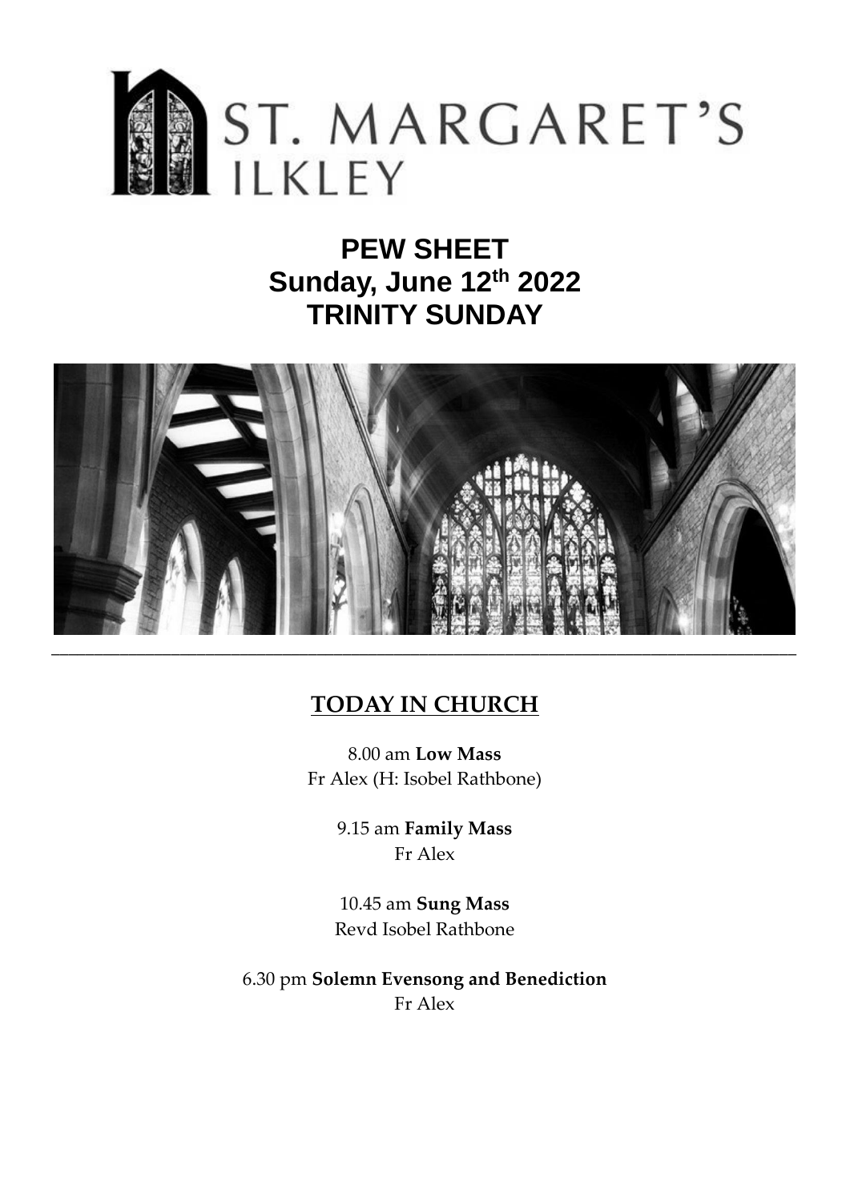# ST. MARGARET'S ILKLEY

## PEW SHEET
## Sunday, June 12th 2022
## TRINITY SUNDAY

---

## TODAY IN CHURCH

8.00 am **Low Mass**
Fr Alex (H: Isobel Rathbone)

9.15 am **Family Mass**
Fr Alex

10.45 am **Sung Mass**
Revd Isobel Rathbone

6.30 pm **Solemn Evensong and Benediction**
Fr Alex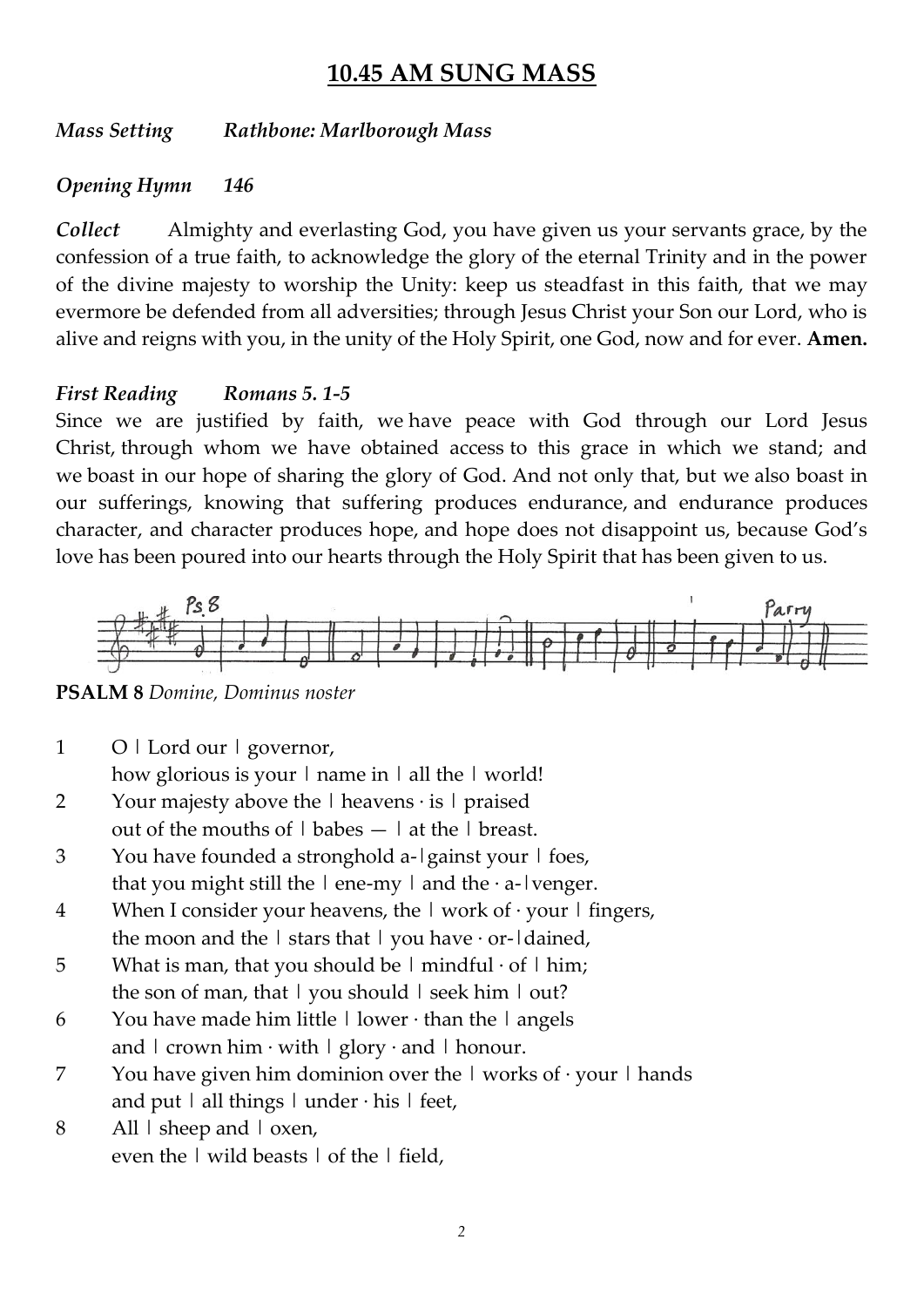## 10.45 AM SUNG MASS

***Mass Setting*** ***Rathbone: Marlborough Mass***

***Opening Hymn*** ***146***

***Collect*** Almighty and everlasting God, you have given us your servants grace, by the confession of a true faith, to acknowledge the glory of the eternal Trinity and in the power of the divine majesty to worship the Unity: keep us steadfast in this faith, that we may evermore be defended from all adversities; through Jesus Christ your Son our Lord, who is alive and reigns with you, in the unity of the Holy Spirit, one God, now and for ever. **Amen.**

***First Reading*** ***Romans 5. 1-5***

Since we are justified by faith, we have peace with God through our Lord Jesus Christ, through whom we have obtained access to this grace in which we stand; and we boast in our hope of sharing the glory of God. And not only that, but we also boast in our sufferings, knowing that suffering produces endurance, and endurance produces character, and character produces hope, and hope does not disappoint us, because God's love has been poured into our hearts through the Holy Spirit that has been given to us.

Ps 8 Parry

**PSALM 8** *Domine, Dominus noster*

1 O | Lord our | governor,
how glorious is your | name in | all the | world!

2 Your majesty above the | heavens · is | praised
out of the mouths of | babes — | at the | breast.

3 You have founded a stronghold a-|gainst your | foes,
that you might still the | ene-my | and the · a-|venger.

4 When I consider your heavens, the | work of · your | fingers,
the moon and the | stars that | you have · or-|dained,

5 What is man, that you should be | mindful · of | him;
the son of man, that | you should | seek him | out?

6 You have made him little | lower · than the | angels
and | crown him · with | glory · and | honour.

7 You have given him dominion over the | works of · your | hands
and put | all things | under · his | feet,

8 All | sheep and | oxen,
even the | wild beasts | of the | field,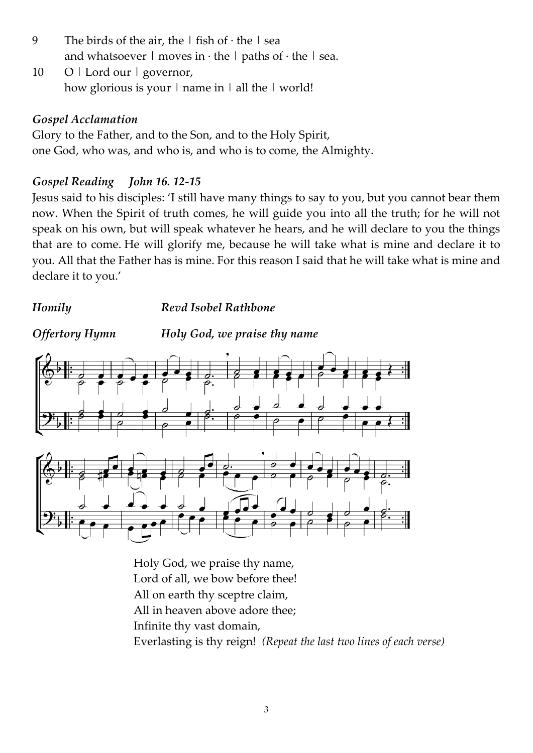9 The birds of the air, the | fish of · the | sea
and whatsoever | moves in · the | paths of · the | sea.

10 O | Lord our | governor,
how glorious is your | name in | all the | world!

***Gospel Acclamation***

Glory to the Father, and to the Son, and to the Holy Spirit,
one God, who was, and who is, and who is to come, the Almighty.

***Gospel Reading John 16. 12-15***

Jesus said to his disciples: 'I still have many things to say to you, but you cannot bear them now. When the Spirit of truth comes, he will guide you into all the truth; for he will not speak on his own, but will speak whatever he hears, and he will declare to you the things that are to come. He will glorify me, because he will take what is mine and declare it to you. All that the Father has is mine. For this reason I said that he will take what is mine and declare it to you.'

***Homily*** ***Revd Isobel Rathbone***

***Offertory Hymn*** ***Holy God, we praise thy name***

Holy God, we praise thy name,
Lord of all, we bow before thee!
All on earth thy sceptre claim,
All in heaven above adore thee;
Infinite thy vast domain,
Everlasting is thy reign! *(Repeat the last two lines of each verse)*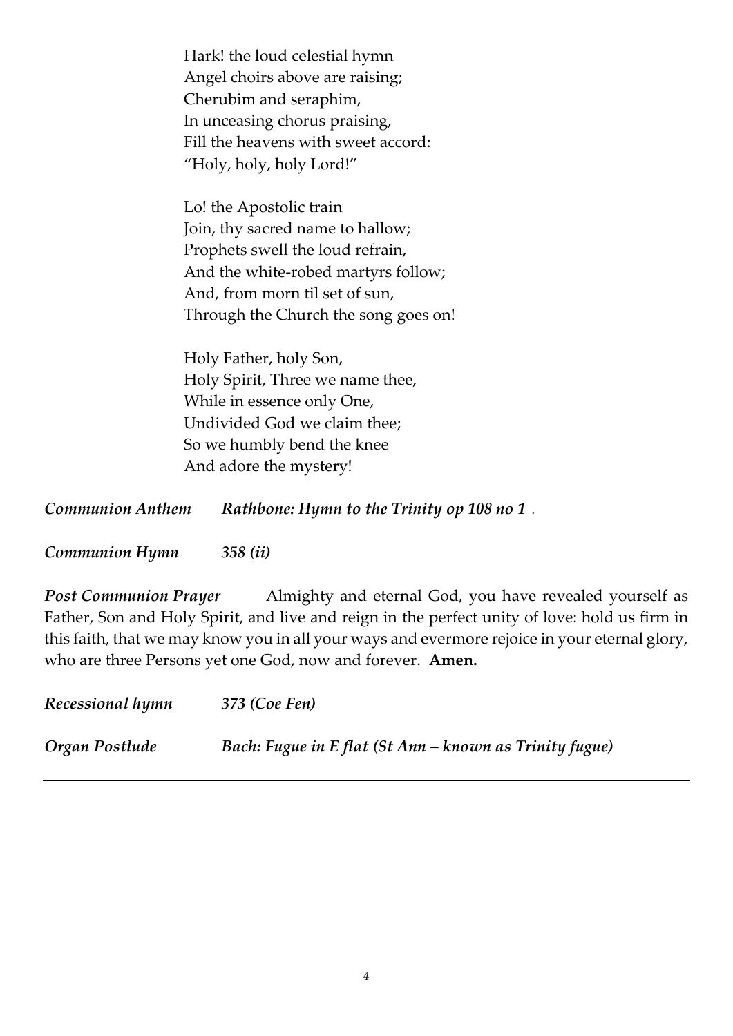Hark! the loud celestial hymn
Angel choirs above are raising;
Cherubim and seraphim,
In unceasing chorus praising,
Fill the heavens with sweet accord:
"Holy, holy, holy Lord!"

Lo! the Apostolic train
Join, thy sacred name to hallow;
Prophets swell the loud refrain,
And the white-robed martyrs follow;
And, from morn til set of sun,
Through the Church the song goes on!

Holy Father, holy Son,
Holy Spirit, Three we name thee,
While in essence only One,
Undivided God we claim thee;
So we humbly bend the knee
And adore the mystery!

***Communion Anthem*** ***Rathbone: Hymn to the Trinity op 108 no 1*** .

***Communion Hymn*** ***358 (ii)***

***Post Communion Prayer*** Almighty and eternal God, you have revealed yourself as Father, Son and Holy Spirit, and live and reign in the perfect unity of love: hold us firm in this faith, that we may know you in all your ways and evermore rejoice in your eternal glory, who are three Persons yet one God, now and forever. **Amen.**

***Recessional hymn*** ***373 (Coe Fen)***

***Organ Postlude*** ***Bach: Fugue in E flat (St Ann – known as Trinity fugue)***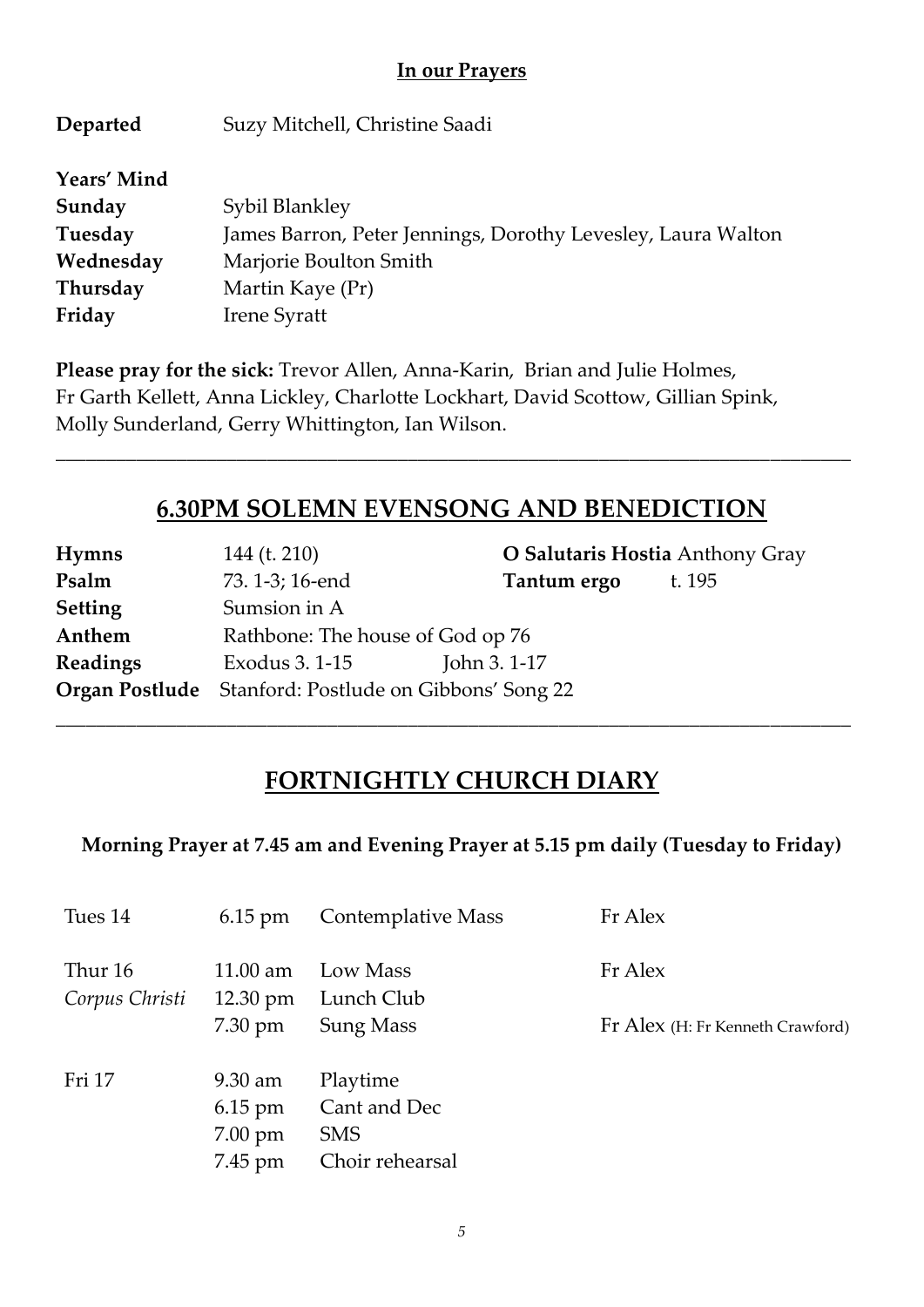**In our Prayers**

| | |
|---|---|
| **Departed** | Suzy Mitchell, Christine Saadi |
| **Years' Mind** | |
| **Sunday** | Sybil Blankley |
| **Tuesday** | James Barron, Peter Jennings, Dorothy Levesley, Laura Walton |
| **Wednesday** | Marjorie Boulton Smith |
| **Thursday** | Martin Kaye (Pr) |
| **Friday** | Irene Syratt |

**Please pray for the sick:** Trevor Allen, Anna-Karin, Brian and Julie Holmes, Fr Garth Kellett, Anna Lickley, Charlotte Lockhart, David Scottow, Gillian Spink, Molly Sunderland, Gerry Whittington, Ian Wilson.

---

## 6.30PM SOLEMN EVENSONG AND BENEDICTION

| | | | |
|---|---|---|---|
| **Hymns** | 144 (t. 210) | **O Salutaris Hostia** | Anthony Gray |
| **Psalm** | 73. 1-3; 16-end | **Tantum ergo** | t. 195 |
| **Setting** | Sumsion in A | | |
| **Anthem** | Rathbone: The house of God op 76 | | |
| **Readings** | Exodus 3. 1-15 | John 3. 1-17 | |
| **Organ Postlude** | Stanford: Postlude on Gibbons' Song 22 | | |

---

## FORTNIGHTLY CHURCH DIARY

**Morning Prayer at 7.45 am and Evening Prayer at 5.15 pm daily (Tuesday to Friday)**

| | | | |
|---|---|---|---|
| Tues 14 | 6.15 pm | Contemplative Mass | Fr Alex |
| Thur 16 | 11.00 am | Low Mass | Fr Alex |
| *Corpus Christi* | 12.30 pm | Lunch Club | |
| | 7.30 pm | Sung Mass | Fr Alex (H: Fr Kenneth Crawford) |
| Fri 17 | 9.30 am | Playtime | |
| | 6.15 pm | Cant and Dec | |
| | 7.00 pm | SMS | |
| | 7.45 pm | Choir rehearsal | |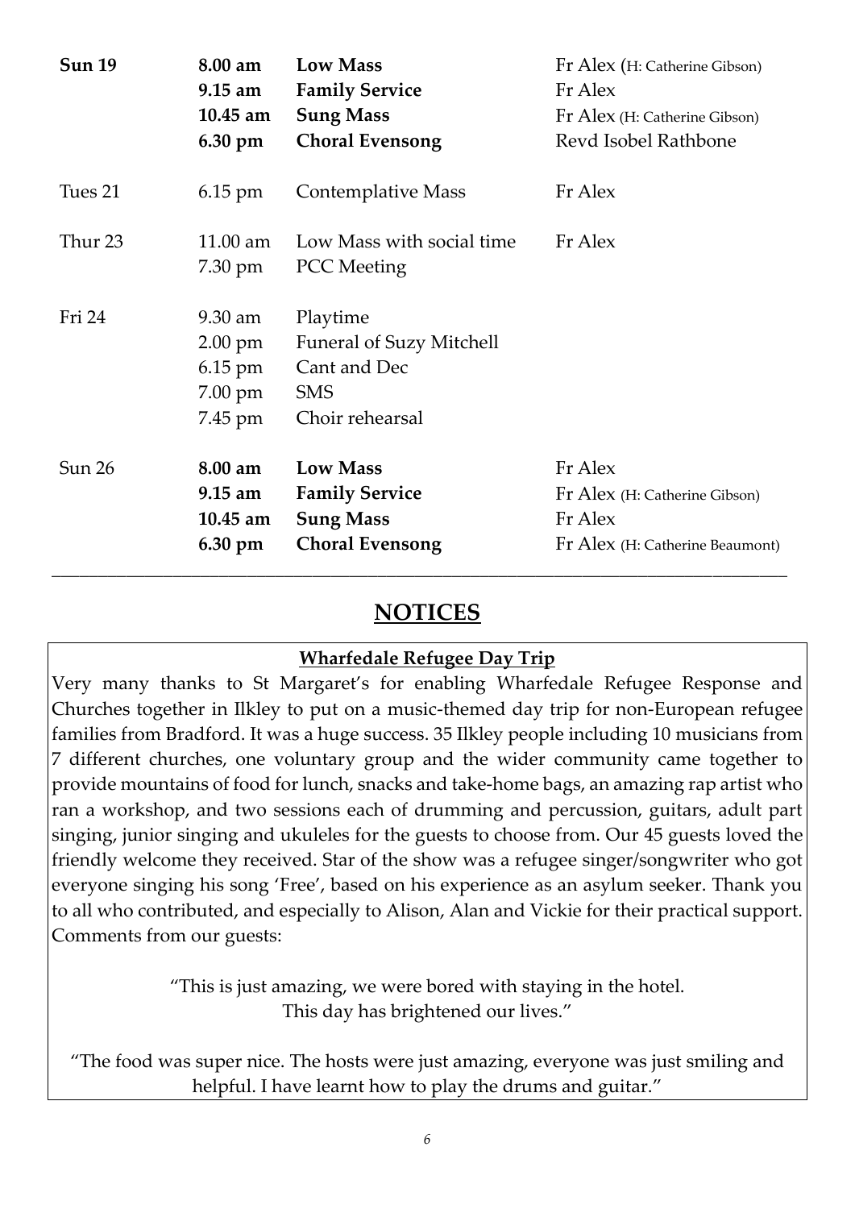| | | | |
|---|---|---|---|
| **Sun 19** | **8.00 am** | **Low Mass** | Fr Alex (H: Catherine Gibson) |
| | **9.15 am** | **Family Service** | Fr Alex |
| | **10.45 am** | **Sung Mass** | Fr Alex (H: Catherine Gibson) |
| | **6.30 pm** | **Choral Evensong** | Revd Isobel Rathbone |
| Tues 21 | 6.15 pm | Contemplative Mass | Fr Alex |
| Thur 23 | 11.00 am | Low Mass with social time | Fr Alex |
| | 7.30 pm | PCC Meeting | |
| Fri 24 | 9.30 am | Playtime | |
| | 2.00 pm | Funeral of Suzy Mitchell | |
| | 6.15 pm | Cant and Dec | |
| | 7.00 pm | SMS | |
| | 7.45 pm | Choir rehearsal | |
| Sun 26 | **8.00 am** | **Low Mass** | Fr Alex |
| | **9.15 am** | **Family Service** | Fr Alex (H: Catherine Gibson) |
| | **10.45 am** | **Sung Mass** | Fr Alex |
| | **6.30 pm** | **Choral Evensong** | Fr Alex (H: Catherine Beaumont) |

# NOTICES

## Wharfedale Refugee Day Trip

Very many thanks to St Margaret's for enabling Wharfedale Refugee Response and Churches together in Ilkley to put on a music-themed day trip for non-European refugee families from Bradford. It was a huge success. 35 Ilkley people including 10 musicians from 7 different churches, one voluntary group and the wider community came together to provide mountains of food for lunch, snacks and take-home bags, an amazing rap artist who ran a workshop, and two sessions each of drumming and percussion, guitars, adult part singing, junior singing and ukuleles for the guests to choose from. Our 45 guests loved the friendly welcome they received. Star of the show was a refugee singer/songwriter who got everyone singing his song 'Free', based on his experience as an asylum seeker. Thank you to all who contributed, and especially to Alison, Alan and Vickie for their practical support. Comments from our guests:

"This is just amazing, we were bored with staying in the hotel. This day has brightened our lives."

"The food was super nice. The hosts were just amazing, everyone was just smiling and helpful. I have learnt how to play the drums and guitar."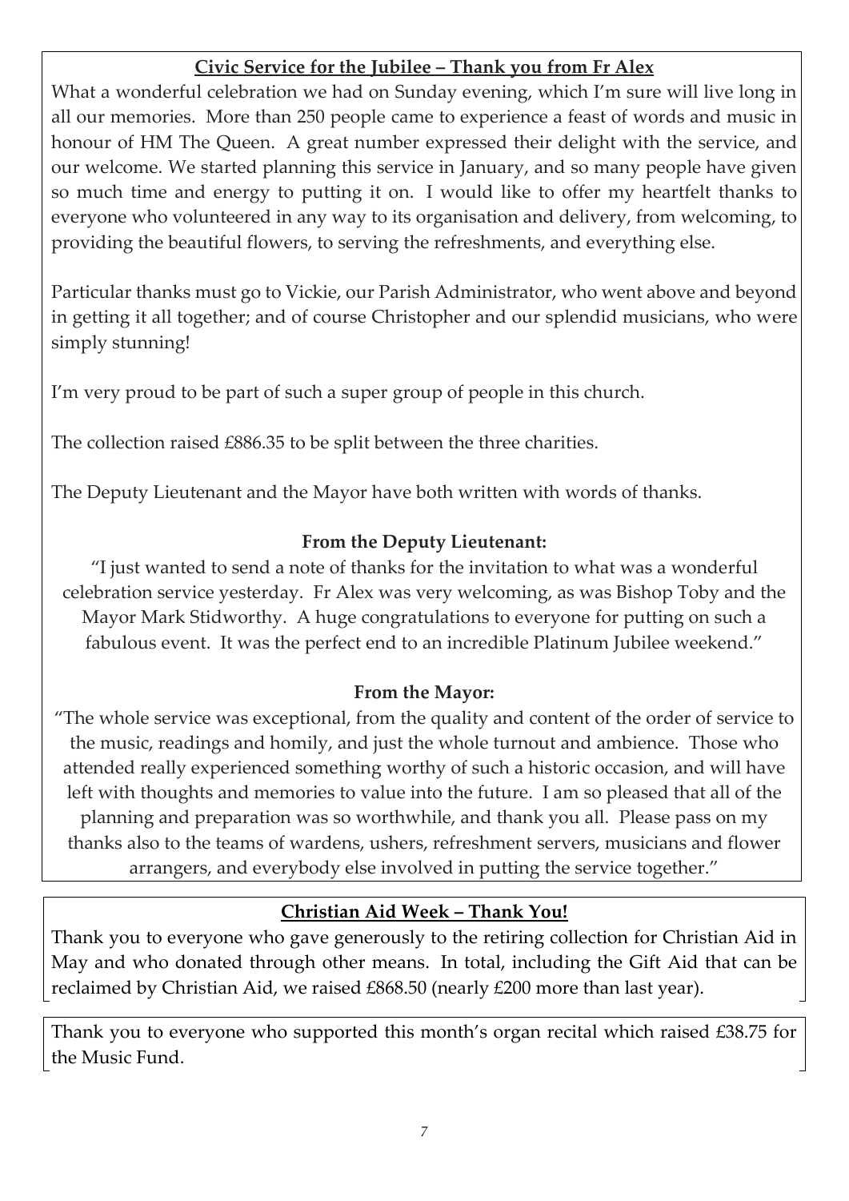## Civic Service for the Jubilee – Thank you from Fr Alex

What a wonderful celebration we had on Sunday evening, which I'm sure will live long in all our memories. More than 250 people came to experience a feast of words and music in honour of HM The Queen. A great number expressed their delight with the service, and our welcome. We started planning this service in January, and so many people have given so much time and energy to putting it on. I would like to offer my heartfelt thanks to everyone who volunteered in any way to its organisation and delivery, from welcoming, to providing the beautiful flowers, to serving the refreshments, and everything else.

Particular thanks must go to Vickie, our Parish Administrator, who went above and beyond in getting it all together; and of course Christopher and our splendid musicians, who were simply stunning!

I'm very proud to be part of such a super group of people in this church.

The collection raised £886.35 to be split between the three charities.

The Deputy Lieutenant and the Mayor have both written with words of thanks.

**From the Deputy Lieutenant:**

"I just wanted to send a note of thanks for the invitation to what was a wonderful celebration service yesterday. Fr Alex was very welcoming, as was Bishop Toby and the Mayor Mark Stidworthy. A huge congratulations to everyone for putting on such a fabulous event. It was the perfect end to an incredible Platinum Jubilee weekend."

**From the Mayor:**

"The whole service was exceptional, from the quality and content of the order of service to the music, readings and homily, and just the whole turnout and ambience. Those who attended really experienced something worthy of such a historic occasion, and will have left with thoughts and memories to value into the future. I am so pleased that all of the planning and preparation was so worthwhile, and thank you all. Please pass on my thanks also to the teams of wardens, ushers, refreshment servers, musicians and flower arrangers, and everybody else involved in putting the service together."

## Christian Aid Week – Thank You!

Thank you to everyone who gave generously to the retiring collection for Christian Aid in May and who donated through other means. In total, including the Gift Aid that can be reclaimed by Christian Aid, we raised £868.50 (nearly £200 more than last year).

Thank you to everyone who supported this month's organ recital which raised £38.75 for the Music Fund.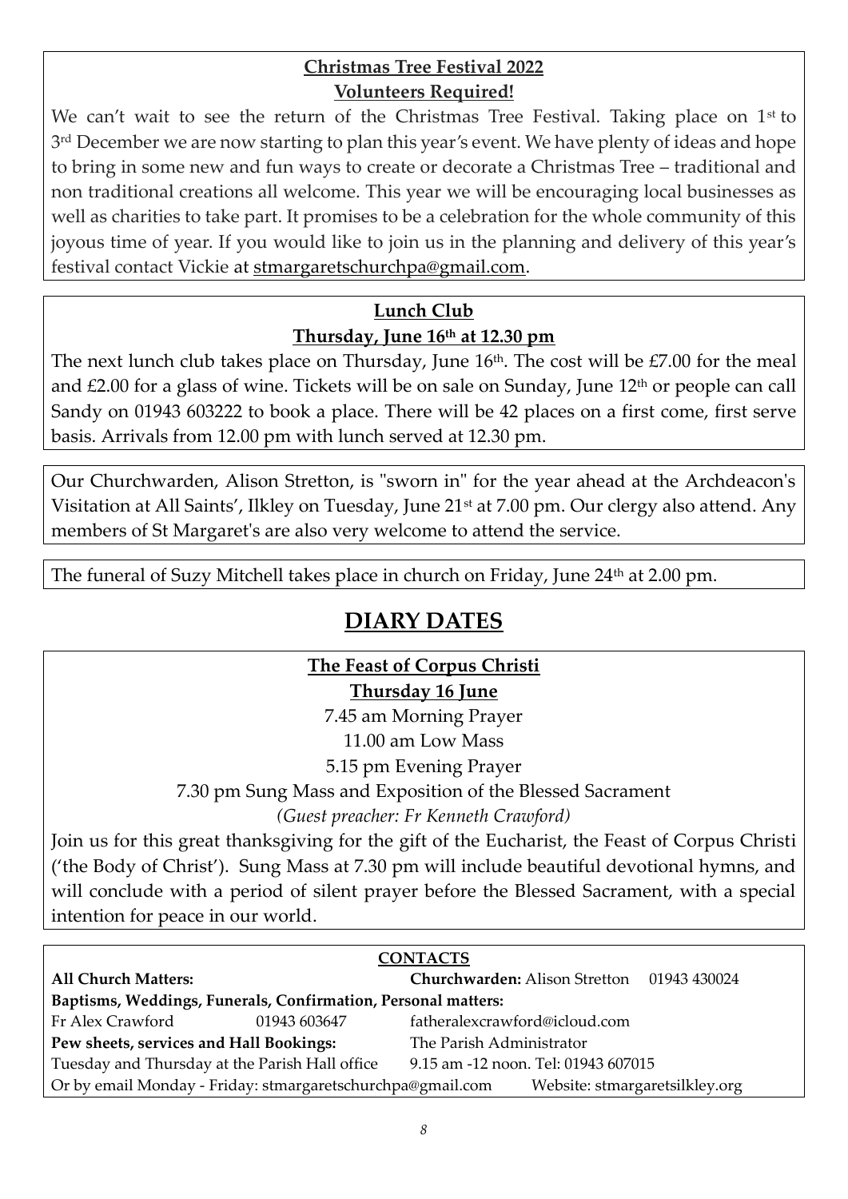**Christmas Tree Festival 2022**

**Volunteers Required!**

We can't wait to see the return of the Christmas Tree Festival. Taking place on 1st to 3rd December we are now starting to plan this year's event. We have plenty of ideas and hope to bring in some new and fun ways to create or decorate a Christmas Tree – traditional and non traditional creations all welcome. This year we will be encouraging local businesses as well as charities to take part. It promises to be a celebration for the whole community of this joyous time of year. If you would like to join us in the planning and delivery of this year's festival contact Vickie at stmargaretschurchpa@gmail.com.

**Lunch Club**

**Thursday, June 16th at 12.30 pm**

The next lunch club takes place on Thursday, June 16th. The cost will be £7.00 for the meal and £2.00 for a glass of wine. Tickets will be on sale on Sunday, June 12th or people can call Sandy on 01943 603222 to book a place. There will be 42 places on a first come, first serve basis. Arrivals from 12.00 pm with lunch served at 12.30 pm.

Our Churchwarden, Alison Stretton, is "sworn in" for the year ahead at the Archdeacon's Visitation at All Saints', Ilkley on Tuesday, June 21st at 7.00 pm. Our clergy also attend. Any members of St Margaret's are also very welcome to attend the service.

The funeral of Suzy Mitchell takes place in church on Friday, June 24th at 2.00 pm.

# DIARY DATES

**The Feast of Corpus Christi**

**Thursday 16 June**

7.45 am Morning Prayer

11.00 am Low Mass

5.15 pm Evening Prayer

7.30 pm Sung Mass and Exposition of the Blessed Sacrament

*(Guest preacher: Fr Kenneth Crawford)*

Join us for this great thanksgiving for the gift of the Eucharist, the Feast of Corpus Christi ('the Body of Christ'). Sung Mass at 7.30 pm will include beautiful devotional hymns, and will conclude with a period of silent prayer before the Blessed Sacrament, with a special intention for peace in our world.

**CONTACTS**

**All Church Matters:** **Churchwarden:** Alison Stretton 01943 430024

**Baptisms, Weddings, Funerals, Confirmation, Personal matters:**

Fr Alex Crawford 01943 603647 fatheralexcrawford@icloud.com

**Pew sheets, services and Hall Bookings:** The Parish Administrator

Tuesday and Thursday at the Parish Hall office 9.15 am -12 noon. Tel: 01943 607015

Or by email Monday - Friday: stmargaretschurchpa@gmail.com Website: stmargaretsilkley.org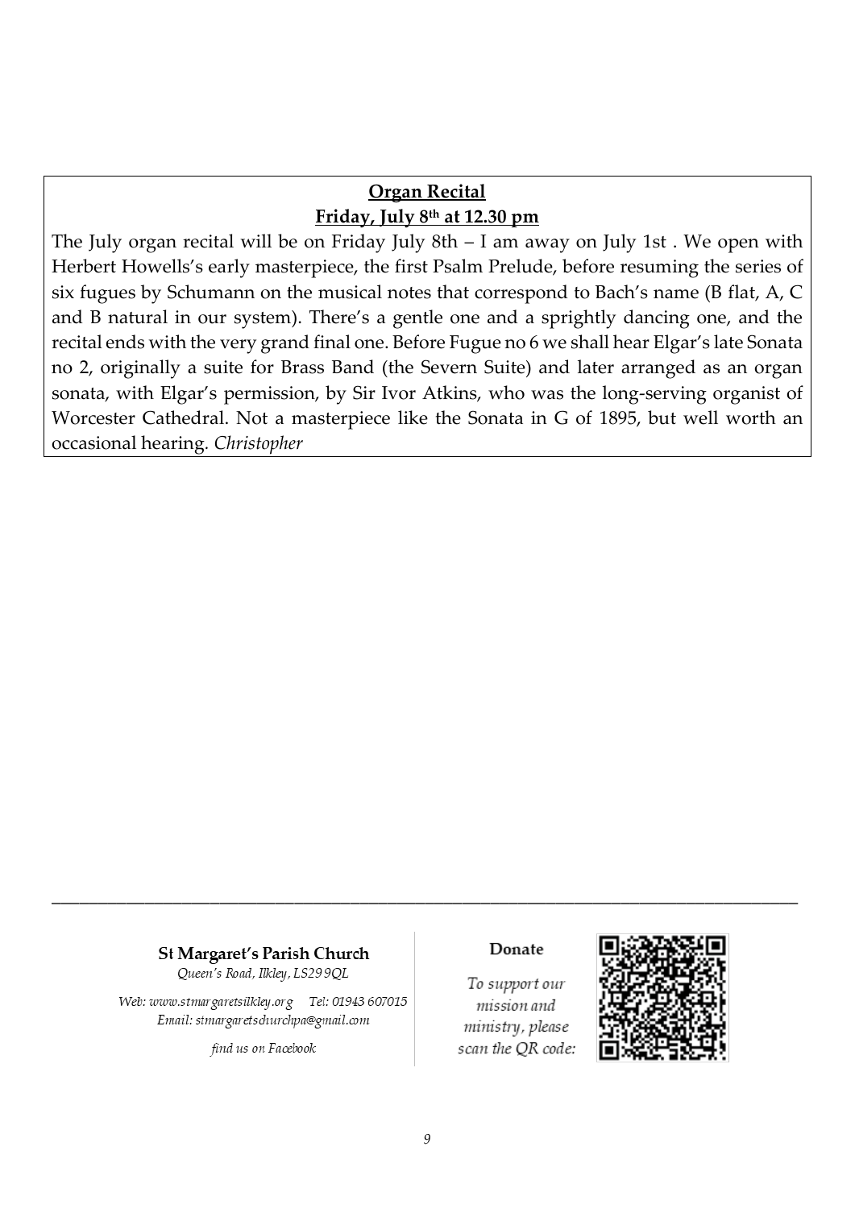**Organ Recital**

**Friday, July 8th at 12.30 pm**

The July organ recital will be on Friday July 8th – I am away on July 1st . We open with Herbert Howells's early masterpiece, the first Psalm Prelude, before resuming the series of six fugues by Schumann on the musical notes that correspond to Bach's name (B flat, A, C and B natural in our system). There's a gentle one and a sprightly dancing one, and the recital ends with the very grand final one. Before Fugue no 6 we shall hear Elgar's late Sonata no 2, originally a suite for Brass Band (the Severn Suite) and later arranged as an organ sonata, with Elgar's permission, by Sir Ivor Atkins, who was the long-serving organist of Worcester Cathedral. Not a masterpiece like the Sonata in G of 1895, but well worth an occasional hearing. *Christopher*

---

**St Margaret's Parish Church**

*Queen's Road, Ilkley, LS29 9QL*

*Web: www.stmargaretsilkley.org Tel: 01943 607015*

*Email: stmargaretschurchpa@gmail.com*

*find us on Facebook*

**Donate**

*To support our mission and ministry, please scan the QR code:*